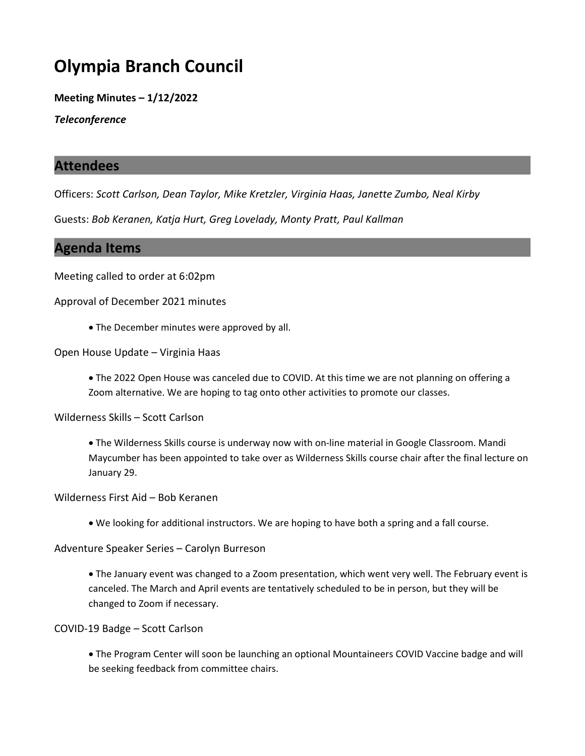# Olympia Branch Council

**Meeting Minutes – 1/12/2022**

***Teleconference***

## Attendees

Officers: *Scott Carlson, Dean Taylor, Mike Kretzler, Virginia Haas, Janette Zumbo, Neal Kirby*

Guests: *Bob Keranen, Katja Hurt, Greg Lovelady, Monty Pratt, Paul Kallman*

## Agenda Items

Meeting called to order at 6:02pm

Approval of December 2021 minutes

- The December minutes were approved by all.

Open House Update – Virginia Haas

- The 2022 Open House was canceled due to COVID. At this time we are not planning on offering a Zoom alternative. We are hoping to tag onto other activities to promote our classes.

Wilderness Skills – Scott Carlson

- The Wilderness Skills course is underway now with on-line material in Google Classroom. Mandi Maycumber has been appointed to take over as Wilderness Skills course chair after the final lecture on January 29.

Wilderness First Aid – Bob Keranen

- We looking for additional instructors. We are hoping to have both a spring and a fall course.

Adventure Speaker Series – Carolyn Burreson

- The January event was changed to a Zoom presentation, which went very well. The February event is canceled. The March and April events are tentatively scheduled to be in person, but they will be changed to Zoom if necessary.

COVID-19 Badge – Scott Carlson

- The Program Center will soon be launching an optional Mountaineers COVID Vaccine badge and will be seeking feedback from committee chairs.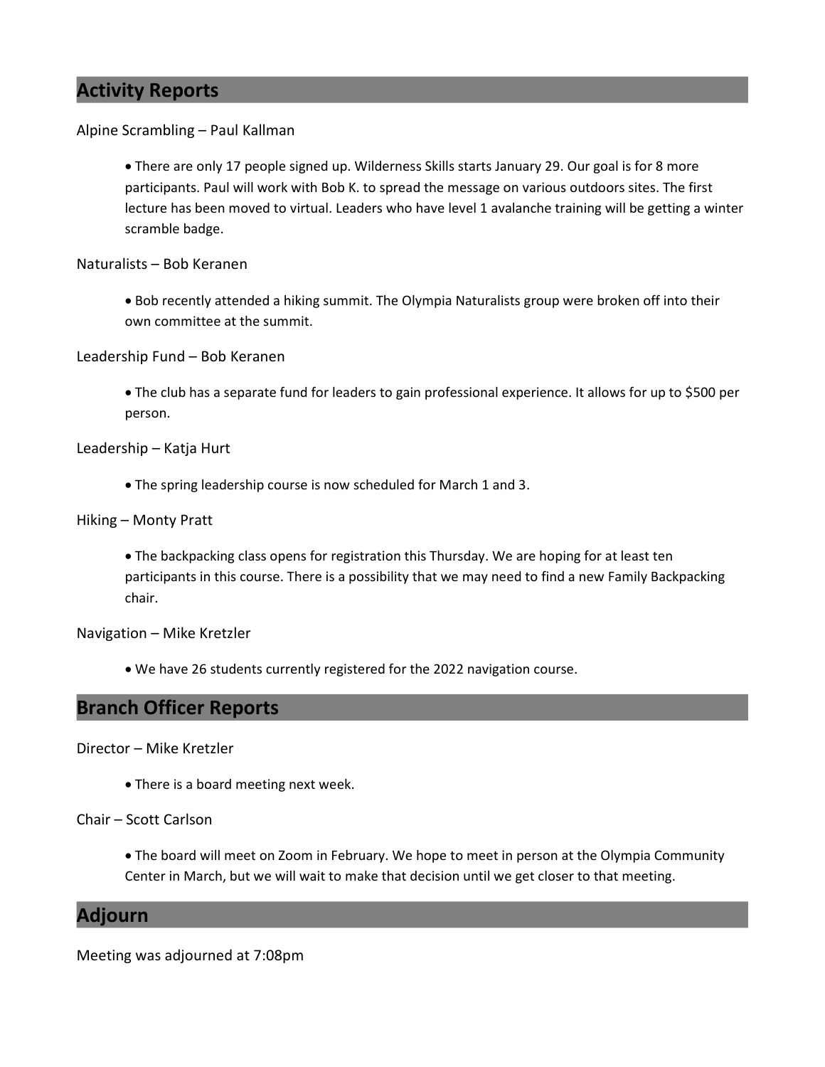## Activity Reports

Alpine Scrambling – Paul Kallman

- There are only 17 people signed up. Wilderness Skills starts January 29. Our goal is for 8 more participants. Paul will work with Bob K. to spread the message on various outdoors sites. The first lecture has been moved to virtual. Leaders who have level 1 avalanche training will be getting a winter scramble badge.

Naturalists – Bob Keranen

- Bob recently attended a hiking summit. The Olympia Naturalists group were broken off into their own committee at the summit.

Leadership Fund – Bob Keranen

- The club has a separate fund for leaders to gain professional experience. It allows for up to $500 per person.

Leadership – Katja Hurt

- The spring leadership course is now scheduled for March 1 and 3.

Hiking – Monty Pratt

- The backpacking class opens for registration this Thursday. We are hoping for at least ten participants in this course. There is a possibility that we may need to find a new Family Backpacking chair.

Navigation – Mike Kretzler

- We have 26 students currently registered for the 2022 navigation course.

## Branch Officer Reports

Director – Mike Kretzler

- There is a board meeting next week.

Chair – Scott Carlson

- The board will meet on Zoom in February. We hope to meet in person at the Olympia Community Center in March, but we will wait to make that decision until we get closer to that meeting.

## Adjourn

Meeting was adjourned at 7:08pm